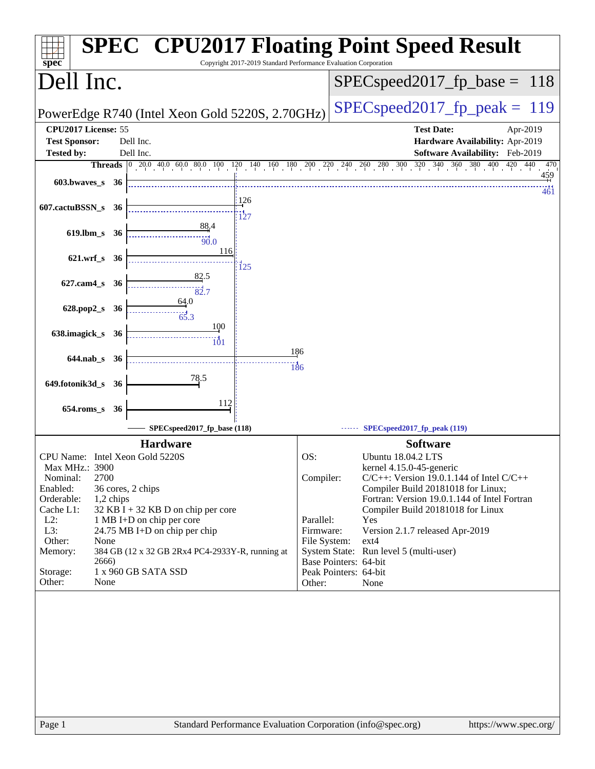# SPEC CPU2017 Floating Point Speed Result

Copyright 2017-2019 Standard Performance Evaluation Corporation

## Dell Inc.

PowerEdge R740 (Intel Xeon Gold 5220S, 2.70GHz)

SPECspeed2017_fp_base = 118

SPECspeed2017_fp_peak = 119

| | | | |
|---|---|---|---|
| **CPU2017 License:** | 55 | **Test Date:** | Apr-2019 |
| **Test Sponsor:** | Dell Inc. | **Hardware Availability:** | Apr-2019 |
| **Tested by:** | Dell Inc. | **Software Availability:** | Feb-2019 |

| Benchmark | Threads | Base | Peak |
|---|---|---|---|
| 603.bwaves_s | 36 | 459 | 461 |
| 607.cactuBSSN_s | 36 | 126 | 127 |
| 619.lbm_s | 36 | 88.4 | 90.0 |
| 621.wrf_s | 36 | 116 | 125 |
| 627.cam4_s | 36 | 82.5 | 82.7 |
| 628.pop2_s | 36 | 64.0 | 65.3 |
| 638.imagick_s | 36 | 100 | 101 |
| 644.nab_s | 36 | 186 | 186 |
| 649.fotonik3d_s | 36 | 78.5 | |
| 654.roms_s | 36 | 112 | |

SPECspeed2017_fp_base (118) — SPECspeed2017_fp_peak (119)

### Hardware

| | |
|---|---|
| CPU Name: | Intel Xeon Gold 5220S |
| Max MHz.: | 3900 |
| Nominal: | 2700 |
| Enabled: | 36 cores, 2 chips |
| Orderable: | 1,2 chips |
| Cache L1: | 32 KB I + 32 KB D on chip per core |
| L2: | 1 MB I+D on chip per core |
| L3: | 24.75 MB I+D on chip per chip |
| Other: | None |
| Memory: | 384 GB (12 x 32 GB 2Rx4 PC4-2933Y-R, running at 2666) |
| Storage: | 1 x 960 GB SATA SSD |
| Other: | None |

### Software

| | |
|---|---|
| OS: | Ubuntu 18.04.2 LTS kernel 4.15.0-45-generic |
| Compiler: | C/C++: Version 19.0.1.144 of Intel C/C++ Compiler Build 20181018 for Linux; Fortran: Version 19.0.1.144 of Intel Fortran Compiler Build 20181018 for Linux |
| Parallel: | Yes |
| Firmware: | Version 2.1.7 released Apr-2019 |
| File System: | ext4 |
| System State: | Run level 5 (multi-user) |
| Base Pointers: | 64-bit |
| Peak Pointers: | 64-bit |
| Other: | None |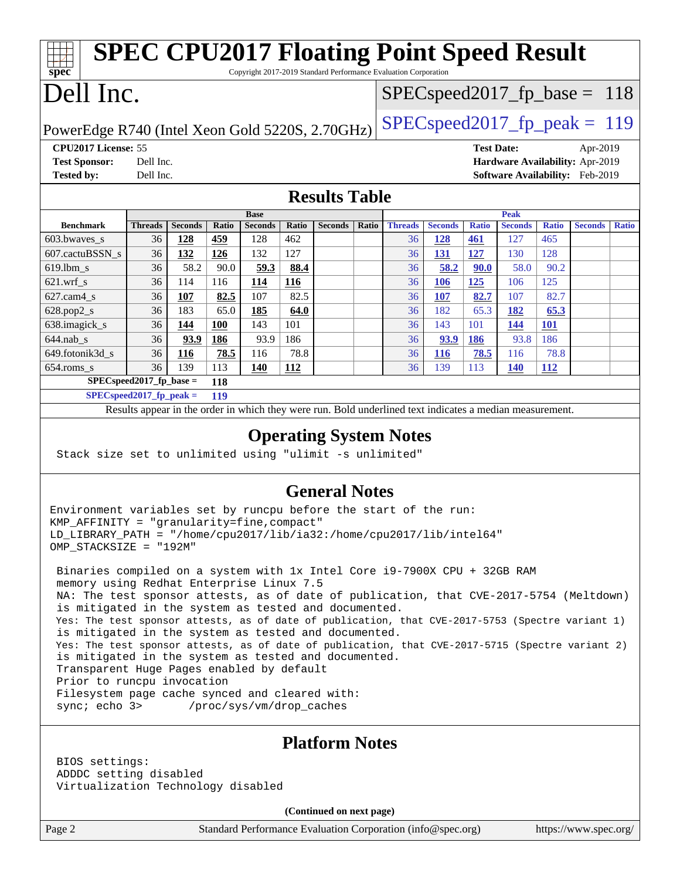# SPEC CPU2017 Floating Point Speed Result

Copyright 2017-2019 Standard Performance Evaluation Corporation

# Dell Inc.

PowerEdge R740 (Intel Xeon Gold 5220S, 2.70GHz)

SPECspeed2017_fp_base = 118

SPECspeed2017_fp_peak = 119

**CPU2017 License:** 55
**Test Sponsor:** Dell Inc.
**Tested by:** Dell Inc.

**Test Date:** Apr-2019
**Hardware Availability:** Apr-2019
**Software Availability:** Feb-2019

## Results Table

| | Base | | | | | | | Peak | | | | | | |
|---|---|---|---|---|---|---|---|---|---|---|---|---|---|---|
| **Benchmark** | **Threads** | **Seconds** | **Ratio** | **Seconds** | **Ratio** | **Seconds** | **Ratio** | **Threads** | **Seconds** | **Ratio** | **Seconds** | **Ratio** | **Seconds** | **Ratio** |
| 603.bwaves_s | 36 | **128** | **459** | 128 | 462 | | | 36 | **128** | **461** | 127 | 465 | | |
| 607.cactuBSSN_s | 36 | **132** | **126** | 132 | 127 | | | 36 | **131** | **127** | 130 | 128 | | |
| 619.lbm_s | 36 | 58.2 | 90.0 | **59.3** | **88.4** | | | 36 | **58.2** | **90.0** | 58.0 | 90.2 | | |
| 621.wrf_s | 36 | 114 | 116 | **114** | **116** | | | 36 | **106** | **125** | 106 | 125 | | |
| 627.cam4_s | 36 | **107** | **82.5** | 107 | 82.5 | | | 36 | **107** | **82.7** | 107 | 82.7 | | |
| 628.pop2_s | 36 | 183 | 65.0 | **185** | **64.0** | | | 36 | 182 | 65.3 | **182** | **65.3** | | |
| 638.imagick_s | 36 | **144** | **100** | 143 | 101 | | | 36 | 143 | 101 | **144** | **101** | | |
| 644.nab_s | 36 | **93.9** | **186** | 93.9 | 186 | | | 36 | **93.9** | **186** | 93.8 | 186 | | |
| 649.fotonik3d_s | 36 | **116** | **78.5** | 116 | 78.8 | | | 36 | **116** | **78.5** | 116 | 78.8 | | |
| 654.roms_s | 36 | 139 | 113 | **140** | **112** | | | 36 | 139 | 113 | **140** | **112** | | |

**SPECspeed2017_fp_base =** **118**

**SPECspeed2017_fp_peak =** **119**

Results appear in the order in which they were run. Bold underlined text indicates a median measurement.

## Operating System Notes

```
Stack size set to unlimited using "ulimit -s unlimited"
```

## General Notes

```
Environment variables set by runcpu before the start of the run:
KMP_AFFINITY = "granularity=fine,compact"
LD_LIBRARY_PATH = "/home/cpu2017/lib/ia32:/home/cpu2017/lib/intel64"
OMP_STACKSIZE = "192M"

 Binaries compiled on a system with 1x Intel Core i9-7900X CPU + 32GB RAM
 memory using Redhat Enterprise Linux 7.5
 NA: The test sponsor attests, as of date of publication, that CVE-2017-5754 (Meltdown)
 is mitigated in the system as tested and documented.
 Yes: The test sponsor attests, as of date of publication, that CVE-2017-5753 (Spectre variant 1)
 is mitigated in the system as tested and documented.
 Yes: The test sponsor attests, as of date of publication, that CVE-2017-5715 (Spectre variant 2)
 is mitigated in the system as tested and documented.
 Transparent Huge Pages enabled by default
 Prior to runcpu invocation
 Filesystem page cache synced and cleared with:
 sync; echo 3>       /proc/sys/vm/drop_caches
```

## Platform Notes

```
BIOS settings:
ADDDC setting disabled
Virtualization Technology disabled
```

**(Continued on next page)**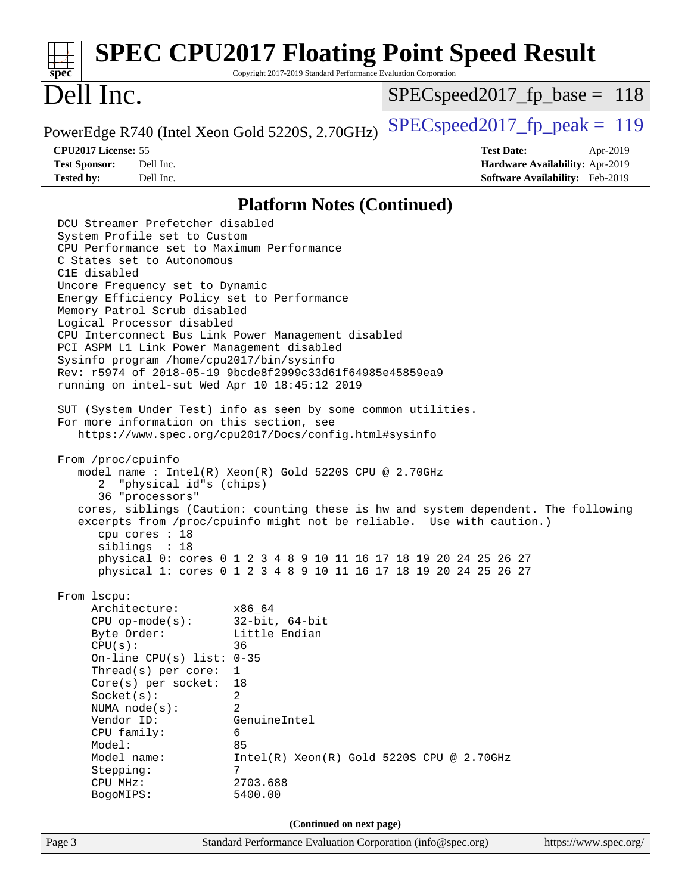## Platform Notes (Continued)

```
DCU Streamer Prefetcher disabled
System Profile set to Custom
CPU Performance set to Maximum Performance
C States set to Autonomous
C1E disabled
Uncore Frequency set to Dynamic
Energy Efficiency Policy set to Performance
Memory Patrol Scrub disabled
Logical Processor disabled
CPU Interconnect Bus Link Power Management disabled
PCI ASPM L1 Link Power Management disabled
Sysinfo program /home/cpu2017/bin/sysinfo
Rev: r5974 of 2018-05-19 9bcde8f2999c33d61f64985e45859ea9
running on intel-sut Wed Apr 10 18:45:12 2019

SUT (System Under Test) info as seen by some common utilities.
For more information on this section, see
   https://www.spec.org/cpu2017/Docs/config.html#sysinfo

From /proc/cpuinfo
   model name : Intel(R) Xeon(R) Gold 5220S CPU @ 2.70GHz
      2  "physical id"s (chips)
      36 "processors"
   cores, siblings (Caution: counting these is hw and system dependent. The following
   excerpts from /proc/cpuinfo might not be reliable.  Use with caution.)
      cpu cores : 18
      siblings  : 18
      physical 0: cores 0 1 2 3 4 8 9 10 11 16 17 18 19 20 24 25 26 27
      physical 1: cores 0 1 2 3 4 8 9 10 11 16 17 18 19 20 24 25 26 27

From lscpu:
     Architecture:          x86_64
     CPU op-mode(s):        32-bit, 64-bit
     Byte Order:            Little Endian
     CPU(s):                36
     On-line CPU(s) list:   0-35
     Thread(s) per core:    1
     Core(s) per socket:    18
     Socket(s):             2
     NUMA node(s):          2
     Vendor ID:             GenuineIntel
     CPU family:            6
     Model:                 85
     Model name:            Intel(R) Xeon(R) Gold 5220S CPU @ 2.70GHz
     Stepping:              7
     CPU MHz:               2703.688
     BogoMIPS:              5400.00
```

(Continued on next page)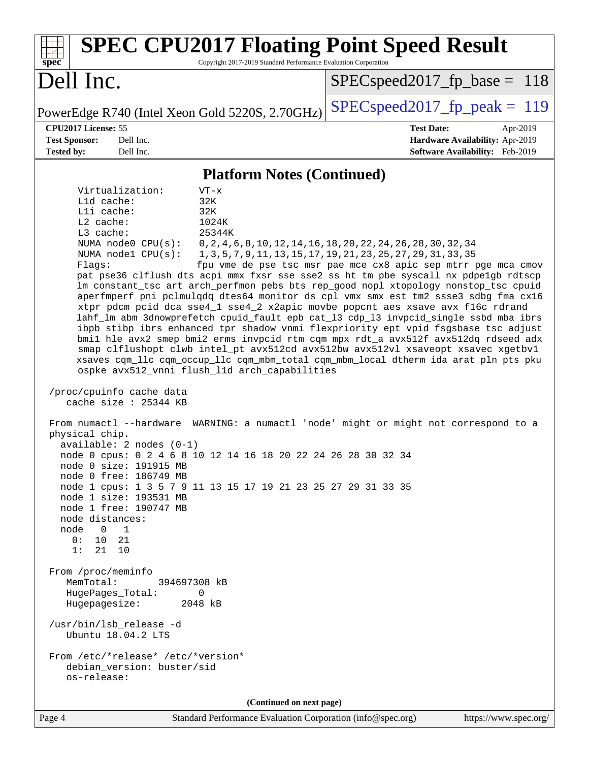## Platform Notes (Continued)

```
      Virtualization:      VT-x
      L1d cache:           32K
      L1i cache:           32K
      L2 cache:            1024K
      L3 cache:            25344K
      NUMA node0 CPU(s):   0,2,4,6,8,10,12,14,16,18,20,22,24,26,28,30,32,34
      NUMA node1 CPU(s):   1,3,5,7,9,11,13,15,17,19,21,23,25,27,29,31,33,35
      Flags:               fpu vme de pse tsc msr pae mce cx8 apic sep mtrr pge mca cmov
      pat pse36 clflush dts acpi mmx fxsr sse sse2 ss ht tm pbe syscall nx pdpe1gb rdtscp
      lm constant_tsc art arch_perfmon pebs bts rep_good nopl xtopology nonstop_tsc cpuid
      aperfmperf pni pclmulqdq dtes64 monitor ds_cpl vmx smx est tm2 ssse3 sdbg fma cx16
      xtpr pdcm pcid dca sse4_1 sse4_2 x2apic movbe popcnt aes xsave avx f16c rdrand
      lahf_lm abm 3dnowprefetch cpuid_fault epb cat_l3 cdp_l3 invpcid_single ssbd mba ibrs
      ibpb stibp ibrs_enhanced tpr_shadow vnmi flexpriority ept vpid fsgsbase tsc_adjust
      bmi1 hle avx2 smep bmi2 erms invpcid rtm cqm mpx rdt_a avx512f avx512dq rdseed adx
      smap clflushopt clwb intel_pt avx512cd avx512bw avx512vl xsaveopt xsavec xgetbv1
      xsaves cqm_llc cqm_occup_llc cqm_mbm_total cqm_mbm_local dtherm ida arat pln pts pku
      ospke avx512_vnni flush_l1d arch_capabilities

 /proc/cpuinfo cache data
    cache size : 25344 KB

 From numactl --hardware  WARNING: a numactl 'node' might or might not correspond to a
 physical chip.
   available: 2 nodes (0-1)
   node 0 cpus: 0 2 4 6 8 10 12 14 16 18 20 22 24 26 28 30 32 34
   node 0 size: 191915 MB
   node 0 free: 186749 MB
   node 1 cpus: 1 3 5 7 9 11 13 15 17 19 21 23 25 27 29 31 33 35
   node 1 size: 193531 MB
   node 1 free: 190747 MB
   node distances:
   node   0   1
     0:  10  21
     1:  21  10

 From /proc/meminfo
    MemTotal:       394697308 kB
    HugePages_Total:       0
    Hugepagesize:       2048 kB

 /usr/bin/lsb_release -d
    Ubuntu 18.04.2 LTS

 From /etc/*release* /etc/*version*
    debian_version: buster/sid
    os-release:
```

(Continued on next page)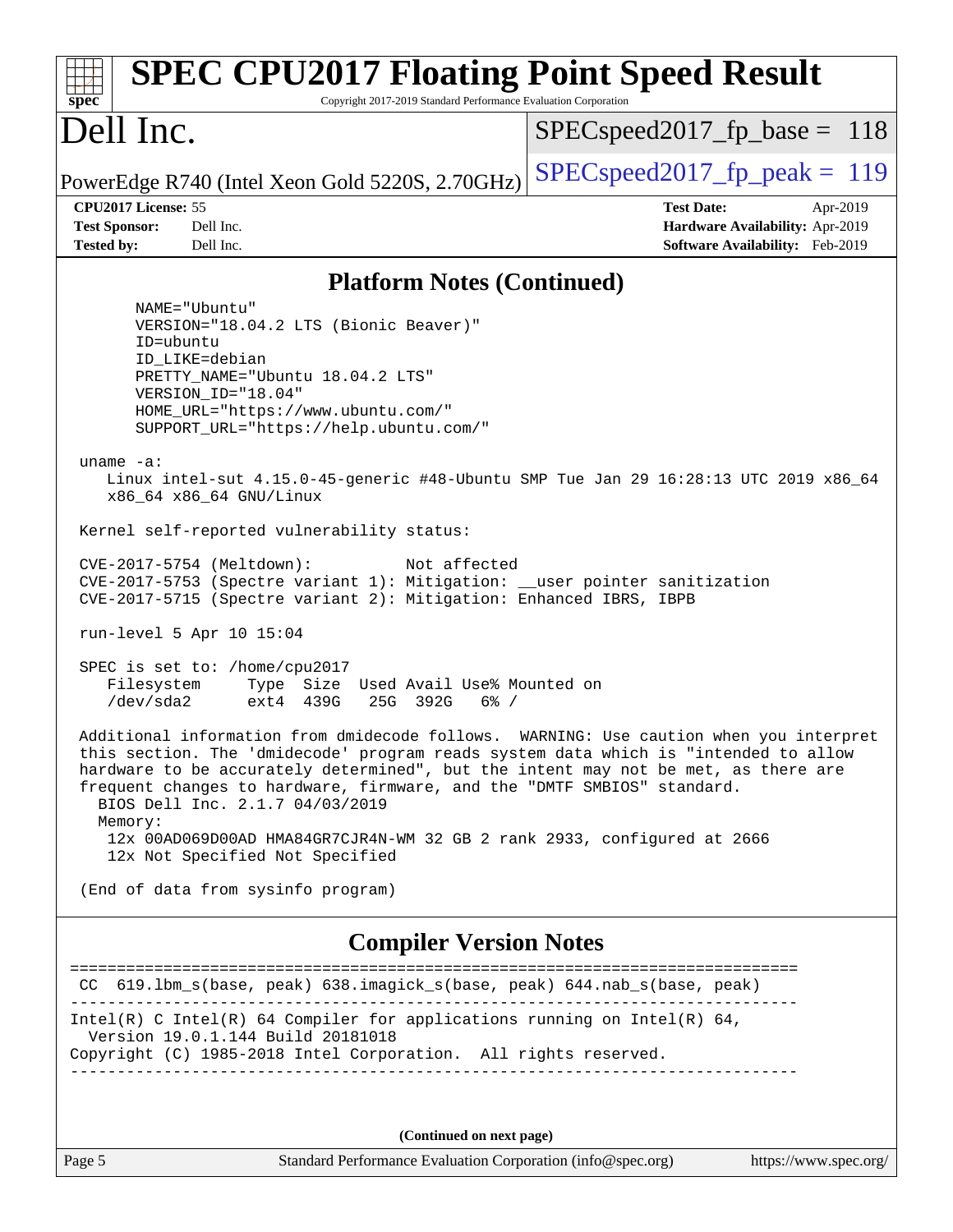## Platform Notes (Continued)

```
      NAME="Ubuntu"
      VERSION="18.04.2 LTS (Bionic Beaver)"
      ID=ubuntu
      ID_LIKE=debian
      PRETTY_NAME="Ubuntu 18.04.2 LTS"
      VERSION_ID="18.04"
      HOME_URL="https://www.ubuntu.com/"
      SUPPORT_URL="https://help.ubuntu.com/"

 uname -a:
    Linux intel-sut 4.15.0-45-generic #48-Ubuntu SMP Tue Jan 29 16:28:13 UTC 2019 x86_64
    x86_64 x86_64 GNU/Linux

 Kernel self-reported vulnerability status:

 CVE-2017-5754 (Meltdown):          Not affected
 CVE-2017-5753 (Spectre variant 1): Mitigation: __user pointer sanitization
 CVE-2017-5715 (Spectre variant 2): Mitigation: Enhanced IBRS, IBPB

 run-level 5 Apr 10 15:04

 SPEC is set to: /home/cpu2017
    Filesystem     Type  Size  Used Avail Use% Mounted on
    /dev/sda2      ext4  439G   25G  392G   6% /

 Additional information from dmidecode follows.  WARNING: Use caution when you interpret
 this section. The 'dmidecode' program reads system data which is "intended to allow
 hardware to be accurately determined", but the intent may not be met, as there are
 frequent changes to hardware, firmware, and the "DMTF SMBIOS" standard.
   BIOS Dell Inc. 2.1.7 04/03/2019
   Memory:
    12x 00AD069D00AD HMA84GR7CJR4N-WM 32 GB 2 rank 2933, configured at 2666
    12x Not Specified Not Specified

 (End of data from sysinfo program)
```

## Compiler Version Notes

```
==============================================================================
 CC  619.lbm_s(base, peak) 638.imagick_s(base, peak) 644.nab_s(base, peak)
------------------------------------------------------------------------------
Intel(R) C Intel(R) 64 Compiler for applications running on Intel(R) 64,
  Version 19.0.1.144 Build 20181018
Copyright (C) 1985-2018 Intel Corporation.  All rights reserved.
------------------------------------------------------------------------------
```

**(Continued on next page)**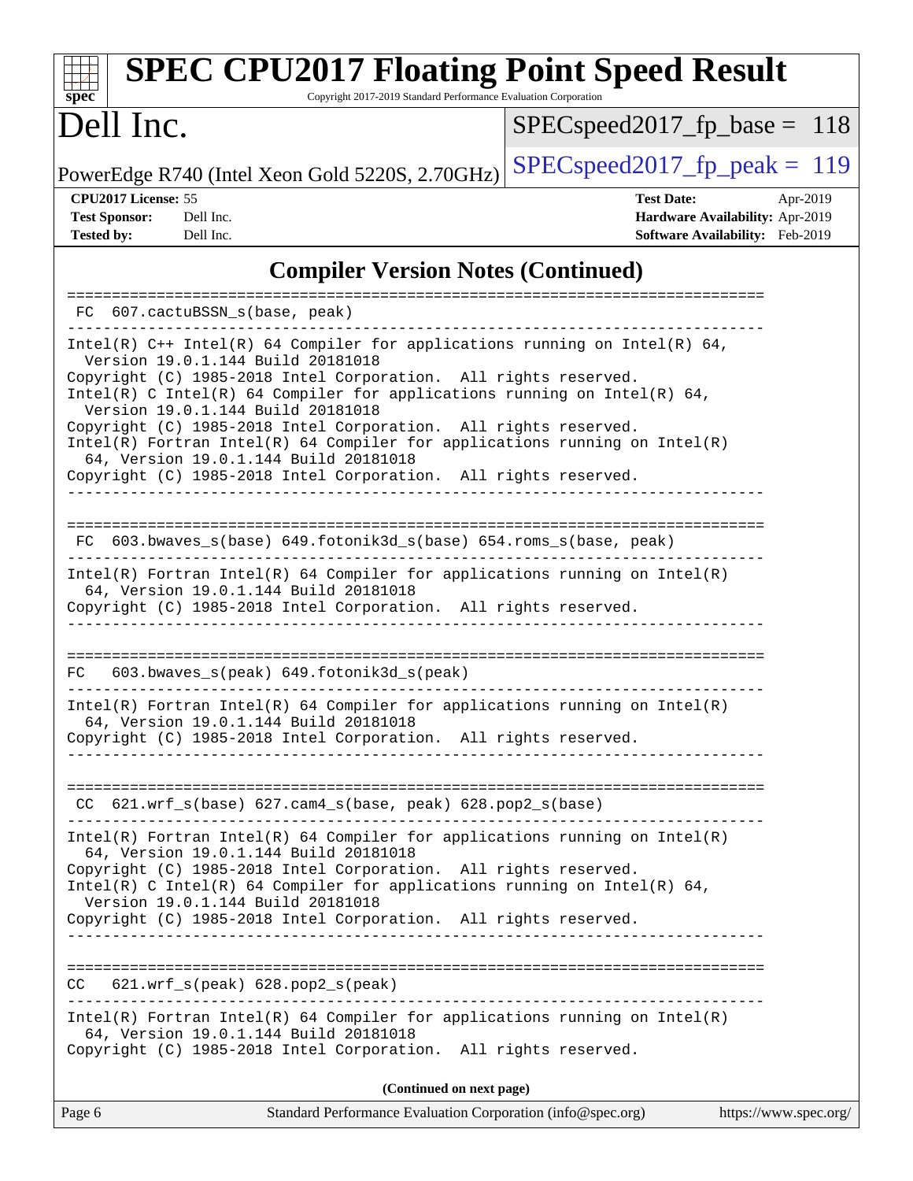## Compiler Version Notes (Continued)

```
==============================================================================
 FC  607.cactuBSSN_s(base, peak)
------------------------------------------------------------------------------
Intel(R) C++ Intel(R) 64 Compiler for applications running on Intel(R) 64,
  Version 19.0.1.144 Build 20181018
Copyright (C) 1985-2018 Intel Corporation.  All rights reserved.
Intel(R) C Intel(R) 64 Compiler for applications running on Intel(R) 64,
  Version 19.0.1.144 Build 20181018
Copyright (C) 1985-2018 Intel Corporation.  All rights reserved.
Intel(R) Fortran Intel(R) 64 Compiler for applications running on Intel(R)
  64, Version 19.0.1.144 Build 20181018
Copyright (C) 1985-2018 Intel Corporation.  All rights reserved.
------------------------------------------------------------------------------

==============================================================================
 FC  603.bwaves_s(base) 649.fotonik3d_s(base) 654.roms_s(base, peak)
------------------------------------------------------------------------------
Intel(R) Fortran Intel(R) 64 Compiler for applications running on Intel(R)
  64, Version 19.0.1.144 Build 20181018
Copyright (C) 1985-2018 Intel Corporation.  All rights reserved.
------------------------------------------------------------------------------

==============================================================================
 FC   603.bwaves_s(peak) 649.fotonik3d_s(peak)
------------------------------------------------------------------------------
Intel(R) Fortran Intel(R) 64 Compiler for applications running on Intel(R)
  64, Version 19.0.1.144 Build 20181018
Copyright (C) 1985-2018 Intel Corporation.  All rights reserved.
------------------------------------------------------------------------------

==============================================================================
 CC  621.wrf_s(base) 627.cam4_s(base, peak) 628.pop2_s(base)
------------------------------------------------------------------------------
Intel(R) Fortran Intel(R) 64 Compiler for applications running on Intel(R)
  64, Version 19.0.1.144 Build 20181018
Copyright (C) 1985-2018 Intel Corporation.  All rights reserved.
Intel(R) C Intel(R) 64 Compiler for applications running on Intel(R) 64,
  Version 19.0.1.144 Build 20181018
Copyright (C) 1985-2018 Intel Corporation.  All rights reserved.
------------------------------------------------------------------------------

==============================================================================
 CC   621.wrf_s(peak) 628.pop2_s(peak)
------------------------------------------------------------------------------
Intel(R) Fortran Intel(R) 64 Compiler for applications running on Intel(R)
  64, Version 19.0.1.144 Build 20181018
Copyright (C) 1985-2018 Intel Corporation.  All rights reserved.
```

**(Continued on next page)**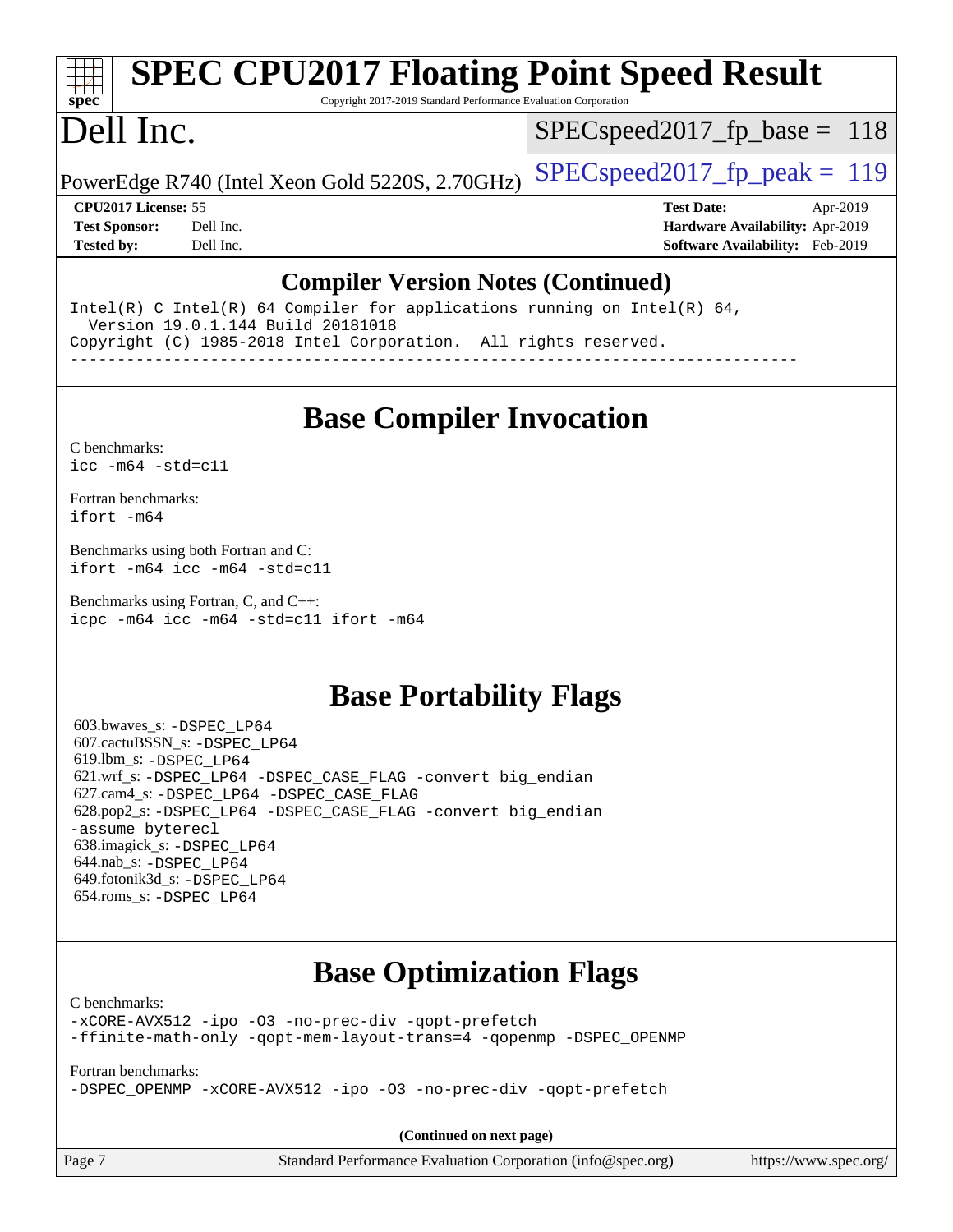## Compiler Version Notes (Continued)

```
Intel(R) C Intel(R) 64 Compiler for applications running on Intel(R) 64,
  Version 19.0.1.144 Build 20181018
Copyright (C) 1985-2018 Intel Corporation.  All rights reserved.
------------------------------------------------------------------------------
```

## Base Compiler Invocation

C benchmarks:
`icc -m64 -std=c11`

Fortran benchmarks:
`ifort -m64`

Benchmarks using both Fortran and C:
`ifort -m64 icc -m64 -std=c11`

Benchmarks using Fortran, C, and C++:
`icpc -m64 icc -m64 -std=c11 ifort -m64`

## Base Portability Flags

603.bwaves_s: `-DSPEC_LP64`
607.cactuBSSN_s: `-DSPEC_LP64`
619.lbm_s: `-DSPEC_LP64`
621.wrf_s: `-DSPEC_LP64 -DSPEC_CASE_FLAG -convert big_endian`
627.cam4_s: `-DSPEC_LP64 -DSPEC_CASE_FLAG`
628.pop2_s: `-DSPEC_LP64 -DSPEC_CASE_FLAG -convert big_endian -assume byterecl`
638.imagick_s: `-DSPEC_LP64`
644.nab_s: `-DSPEC_LP64`
649.fotonik3d_s: `-DSPEC_LP64`
654.roms_s: `-DSPEC_LP64`

## Base Optimization Flags

C benchmarks:
`-xCORE-AVX512 -ipo -O3 -no-prec-div -qopt-prefetch -ffinite-math-only -qopt-mem-layout-trans=4 -qopenmp -DSPEC_OPENMP`

Fortran benchmarks:
`-DSPEC_OPENMP -xCORE-AVX512 -ipo -O3 -no-prec-div -qopt-prefetch`

**(Continued on next page)**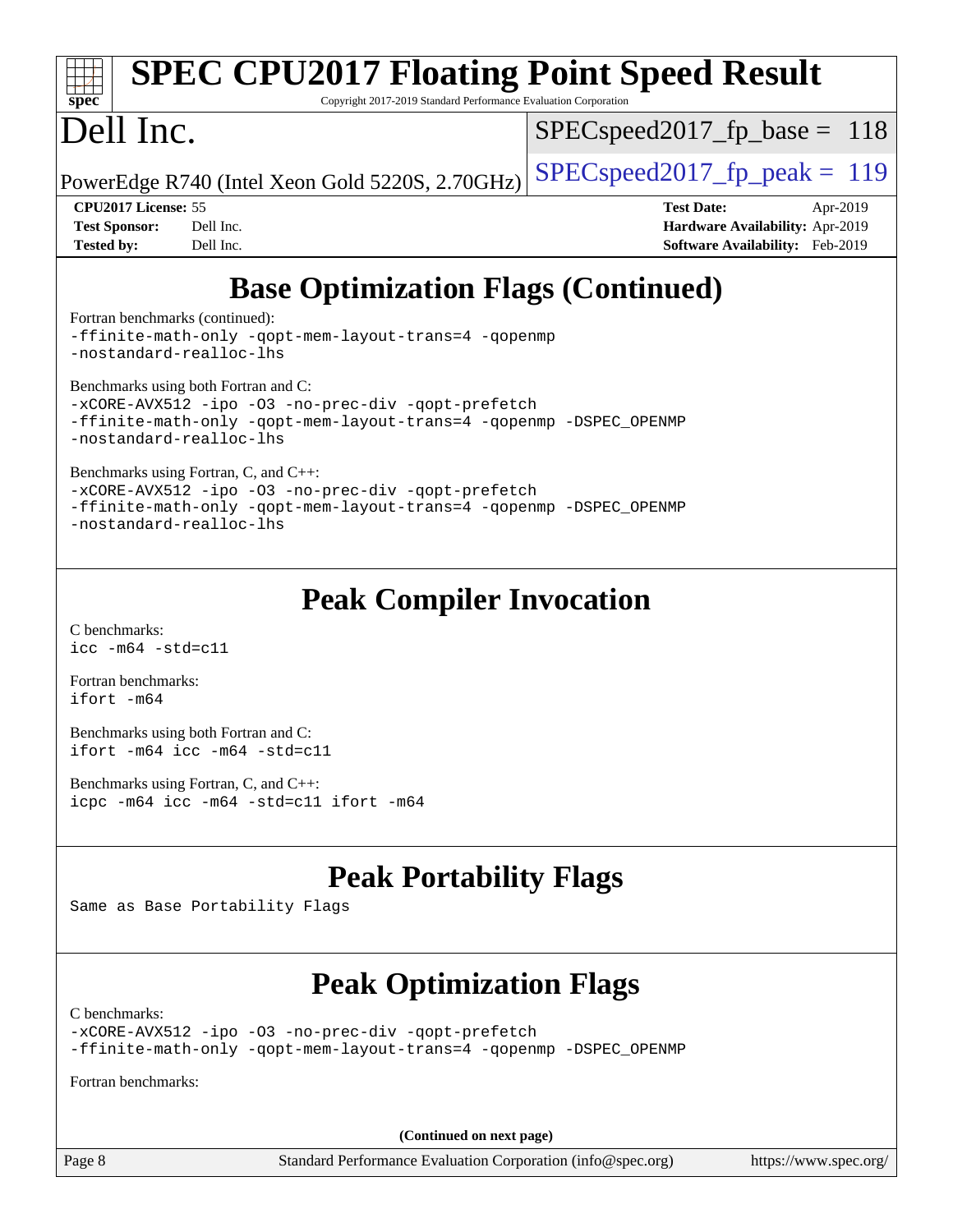## Base Optimization Flags (Continued)

Fortran benchmarks (continued):
```
-ffinite-math-only -qopt-mem-layout-trans=4 -qopenmp
-nostandard-realloc-lhs
```

Benchmarks using both Fortran and C:
```
-xCORE-AVX512 -ipo -O3 -no-prec-div -qopt-prefetch
-ffinite-math-only -qopt-mem-layout-trans=4 -qopenmp -DSPEC_OPENMP
-nostandard-realloc-lhs
```

Benchmarks using Fortran, C, and C++:
```
-xCORE-AVX512 -ipo -O3 -no-prec-div -qopt-prefetch
-ffinite-math-only -qopt-mem-layout-trans=4 -qopenmp -DSPEC_OPENMP
-nostandard-realloc-lhs
```

## Peak Compiler Invocation

C benchmarks:
```
icc -m64 -std=c11
```

Fortran benchmarks:
```
ifort -m64
```

Benchmarks using both Fortran and C:
```
ifort -m64 icc -m64 -std=c11
```

Benchmarks using Fortran, C, and C++:
```
icpc -m64 icc -m64 -std=c11 ifort -m64
```

## Peak Portability Flags

Same as Base Portability Flags

## Peak Optimization Flags

C benchmarks:
```
-xCORE-AVX512 -ipo -O3 -no-prec-div -qopt-prefetch
-ffinite-math-only -qopt-mem-layout-trans=4 -qopenmp -DSPEC_OPENMP
```

Fortran benchmarks:

(Continued on next page)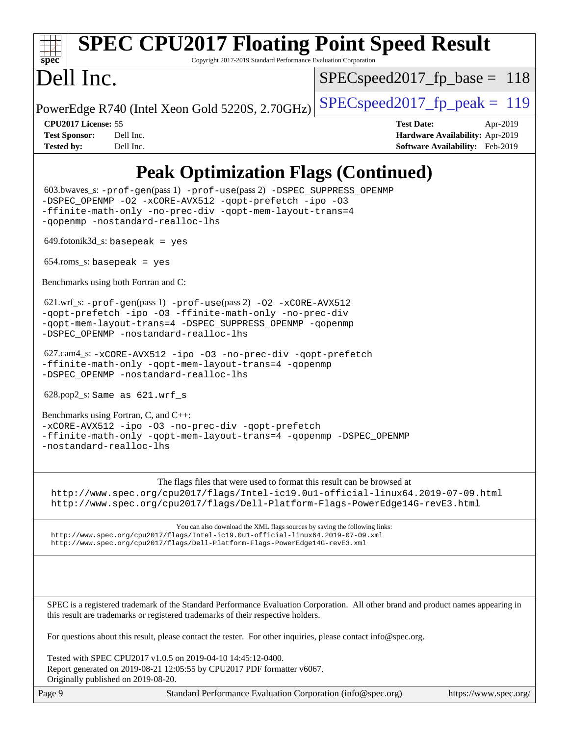# Peak Optimization Flags (Continued)

603.bwaves_s: -prof-gen(pass 1) -prof-use(pass 2) -DSPEC_SUPPRESS_OPENMP -DSPEC_OPENMP -O2 -xCORE-AVX512 -qopt-prefetch -ipo -O3 -ffinite-math-only -no-prec-div -qopt-mem-layout-trans=4 -qopenmp -nostandard-realloc-lhs

649.fotonik3d_s: basepeak = yes

654.roms_s: basepeak = yes

Benchmarks using both Fortran and C:

621.wrf_s: -prof-gen(pass 1) -prof-use(pass 2) -O2 -xCORE-AVX512 -qopt-prefetch -ipo -O3 -ffinite-math-only -no-prec-div -qopt-mem-layout-trans=4 -DSPEC_SUPPRESS_OPENMP -qopenmp -DSPEC_OPENMP -nostandard-realloc-lhs

627.cam4_s: -xCORE-AVX512 -ipo -O3 -no-prec-div -qopt-prefetch -ffinite-math-only -qopt-mem-layout-trans=4 -qopenmp -DSPEC_OPENMP -nostandard-realloc-lhs

628.pop2_s: Same as 621.wrf_s

Benchmarks using Fortran, C, and C++:
-xCORE-AVX512 -ipo -O3 -no-prec-div -qopt-prefetch -ffinite-math-only -qopt-mem-layout-trans=4 -qopenmp -DSPEC_OPENMP -nostandard-realloc-lhs

The flags files that were used to format this result can be browsed at
http://www.spec.org/cpu2017/flags/Intel-ic19.0u1-official-linux64.2019-07-09.html
http://www.spec.org/cpu2017/flags/Dell-Platform-Flags-PowerEdge14G-revE3.html

You can also download the XML flags sources by saving the following links:
http://www.spec.org/cpu2017/flags/Intel-ic19.0u1-official-linux64.2019-07-09.xml
http://www.spec.org/cpu2017/flags/Dell-Platform-Flags-PowerEdge14G-revE3.xml

SPEC is a registered trademark of the Standard Performance Evaluation Corporation. All other brand and product names appearing in this result are trademarks or registered trademarks of their respective holders.

For questions about this result, please contact the tester. For other inquiries, please contact info@spec.org.

Tested with SPEC CPU2017 v1.0.5 on 2019-04-10 14:45:12-0400.
Report generated on 2019-08-21 12:05:55 by CPU2017 PDF formatter v6067.
Originally published on 2019-08-20.